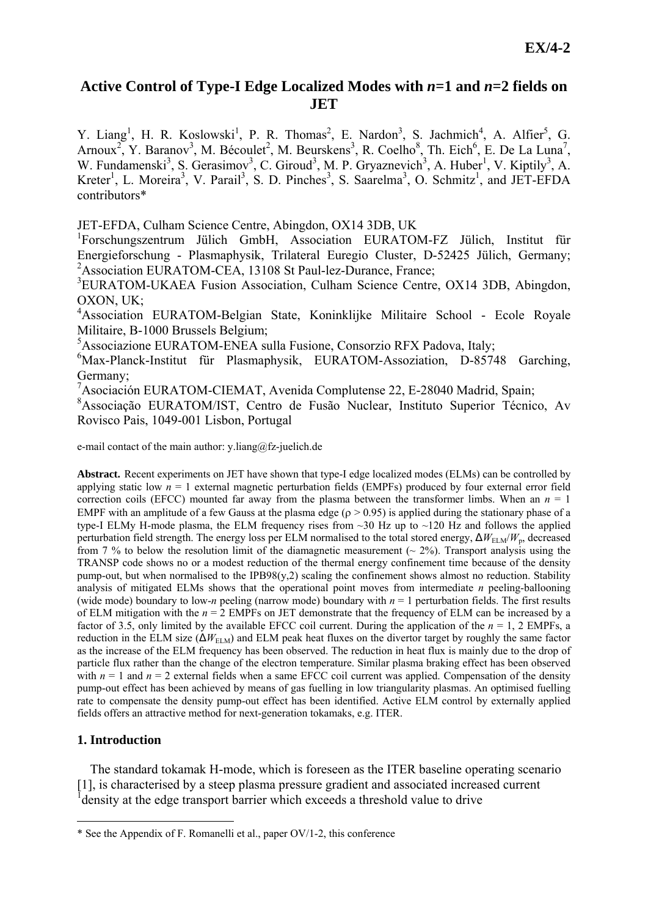EX/4-2

# Active Control of Type-I Edge Localized Modes with *n*=1 and *n*=2 fields on JET

Y. Liang[1], H. R. Koslowski[1], P. R. Thomas[2], E. Nardon[3], S. Jachmich[4], A. Alfier[5], G. Arnoux[2], Y. Baranov[3], M. Bécoulet[2], M. Beurskens[3], R. Coelho[8], Th. Eich[6], E. De La Luna[7], W. Fundamenski[3], S. Gerasimov[3], C. Giroud[3], M. P. Gryaznevich[3], A. Huber[1], V. Kiptily[3], A. Kreter[1], L. Moreira[3], V. Parail[3], S. D. Pinches[3], S. Saarelma[3], O. Schmitz[1], and JET-EFDA contributors*

JET-EFDA, Culham Science Centre, Abingdon, OX14 3DB, UK

[1]Forschungszentrum Jülich GmbH, Association EURATOM-FZ Jülich, Institut für Energieforschung - Plasmaphysik, Trilateral Euregio Cluster, D-52425 Jülich, Germany;

[2]Association EURATOM-CEA, 13108 St Paul-lez-Durance, France;

[3]EURATOM-UKAEA Fusion Association, Culham Science Centre, OX14 3DB, Abingdon, OXON, UK;

[4]Association EURATOM-Belgian State, Koninklijke Militaire School - Ecole Royale Militaire, B-1000 Brussels Belgium;

[5]Associazione EURATOM-ENEA sulla Fusione, Consorzio RFX Padova, Italy;

[6]Max-Planck-Institut für Plasmaphysik, EURATOM-Assoziation, D-85748 Garching, Germany;

[7]Asociación EURATOM-CIEMAT, Avenida Complutense 22, E-28040 Madrid, Spain;

[8]Associação EURATOM/IST, Centro de Fusão Nuclear, Instituto Superior Técnico, Av Rovisco Pais, 1049-001 Lisbon, Portugal

e-mail contact of the main author: y.liang@fz-juelich.de

**Abstract.** Recent experiments on JET have shown that type-I edge localized modes (ELMs) can be controlled by applying static low $n = 1$ external magnetic perturbation fields (EMPFs) produced by four external error field correction coils (EFCC) mounted far away from the plasma between the transformer limbs. When an $n = 1$ EMPF with an amplitude of a few Gauss at the plasma edge ($\rho > 0.95$) is applied during the stationary phase of a type-I ELMy H-mode plasma, the ELM frequency rises from ~30 Hz up to ~120 Hz and follows the applied perturbation field strength. The energy loss per ELM normalised to the total stored energy, $\Delta W_{ELM}/W_p$, decreased from 7 % to below the resolution limit of the diamagnetic measurement (~ 2%). Transport analysis using the TRANSP code shows no or a modest reduction of the thermal energy confinement time because of the density pump-out, but when normalised to the IPB98(y,2) scaling the confinement shows almost no reduction. Stability analysis of mitigated ELMs shows that the operational point moves from intermediate *n* peeling-ballooning (wide mode) boundary to low-*n* peeling (narrow mode) boundary with $n = 1$ perturbation fields. The first results of ELM mitigation with the $n = 2$ EMPFs on JET demonstrate that the frequency of ELM can be increased by a factor of 3.5, only limited by the available EFCC coil current. During the application of the $n = 1$, 2 EMPFs, a reduction in the ELM size ($\Delta W_{ELM}$) and ELM peak heat fluxes on the divertor target by roughly the same factor as the increase of the ELM frequency has been observed. The reduction in heat flux is mainly due to the drop of particle flux rather than the change of the electron temperature. Similar plasma braking effect has been observed with $n = 1$ and $n = 2$ external fields when a same EFCC coil current was applied. Compensation of the density pump-out effect has been achieved by means of gas fuelling in low triangularity plasmas. An optimised fuelling rate to compensate the density pump-out effect has been identified. Active ELM control by externally applied fields offers an attractive method for next-generation tokamaks, e.g. ITER.

## 1. Introduction

The standard tokamak H-mode, which is foreseen as the ITER baseline operating scenario [1], is characterised by a steep plasma pressure gradient and associated increased current density at the edge transport barrier which exceeds a threshold value to drive

* See the Appendix of F. Romanelli et al., paper OV/1-2, this conference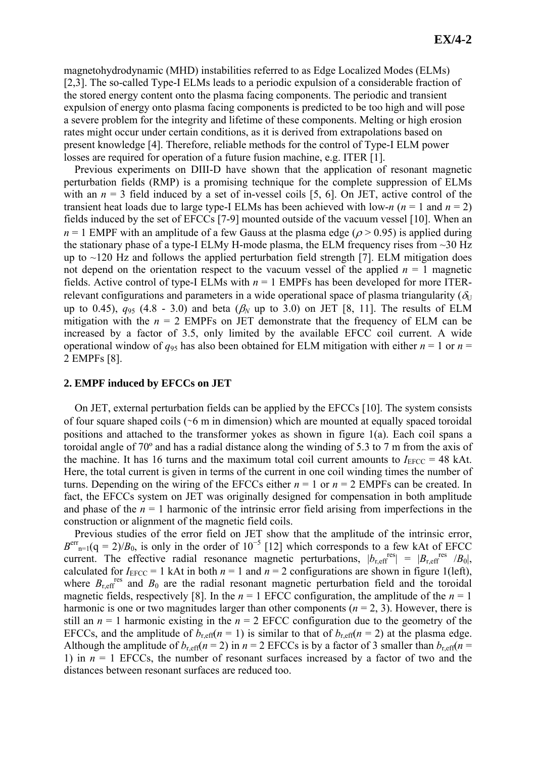magnetohydrodynamic (MHD) instabilities referred to as Edge Localized Modes (ELMs) [2,3]. The so-called Type-I ELMs leads to a periodic expulsion of a considerable fraction of the stored energy content onto the plasma facing components. The periodic and transient expulsion of energy onto plasma facing components is predicted to be too high and will pose a severe problem for the integrity and lifetime of these components. Melting or high erosion rates might occur under certain conditions, as it is derived from extrapolations based on present knowledge [4]. Therefore, reliable methods for the control of Type-I ELM power losses are required for operation of a future fusion machine, e.g. ITER [1].

Previous experiments on DIII-D have shown that the application of resonant magnetic perturbation fields (RMP) is a promising technique for the complete suppression of ELMs with an $n = 3$ field induced by a set of in-vessel coils [5, 6]. On JET, active control of the transient heat loads due to large type-I ELMs has been achieved with low-$n$ ($n = 1$ and $n = 2$) fields induced by the set of EFCCs [7-9] mounted outside of the vacuum vessel [10]. When an $n = 1$ EMPF with an amplitude of a few Gauss at the plasma edge ($\rho > 0.95$) is applied during the stationary phase of a type-I ELMy H-mode plasma, the ELM frequency rises from ~30 Hz up to ~120 Hz and follows the applied perturbation field strength [7]. ELM mitigation does not depend on the orientation respect to the vacuum vessel of the applied $n = 1$ magnetic fields. Active control of type-I ELMs with $n = 1$ EMPFs has been developed for more ITER-relevant configurations and parameters in a wide operational space of plasma triangularity ($\delta_U$ up to 0.45), $q_{95}$ (4.8 - 3.0) and beta ($\beta_N$ up to 3.0) on JET [8, 11]. The results of ELM mitigation with the $n = 2$ EMPFs on JET demonstrate that the frequency of ELM can be increased by a factor of 3.5, only limited by the available EFCC coil current. A wide operational window of $q_{95}$ has also been obtained for ELM mitigation with either $n = 1$ or $n = 2$ EMPFs [8].

## 2. EMPF induced by EFCCs on JET

On JET, external perturbation fields can be applied by the EFCCs [10]. The system consists of four square shaped coils (~6 m in dimension) which are mounted at equally spaced toroidal positions and attached to the transformer yokes as shown in figure 1(a). Each coil spans a toroidal angle of 70º and has a radial distance along the winding of 5.3 to 7 m from the axis of the machine. It has 16 turns and the maximum total coil current amounts to $I_{EFCC} = 48$ kAt. Here, the total current is given in terms of the current in one coil winding times the number of turns. Depending on the wiring of the EFCCs either $n = 1$ or $n = 2$ EMPFs can be created. In fact, the EFCCs system on JET was originally designed for compensation in both amplitude and phase of the $n = 1$ harmonic of the intrinsic error field arising from imperfections in the construction or alignment of the magnetic field coils.

Previous studies of the error field on JET show that the amplitude of the intrinsic error, $B^{err}_{n=1}(q = 2)/B_0$, is only in the order of $10^{-5}$ [12] which corresponds to a few kAt of EFCC current. The effective radial resonance magnetic perturbations, $|b_{r,eff}^{res}| = |B_{r,eff}^{res}/B_0|$, calculated for $I_{EFCC} = 1$ kAt in both $n = 1$ and $n = 2$ configurations are shown in figure 1(left), where $B_{r,eff}^{res}$ and $B_0$ are the radial resonant magnetic perturbation field and the toroidal magnetic fields, respectively [8]. In the $n = 1$ EFCC configuration, the amplitude of the $n = 1$ harmonic is one or two magnitudes larger than other components ($n = 2$, 3). However, there is still an $n = 1$ harmonic existing in the $n = 2$ EFCC configuration due to the geometry of the EFCCs, and the amplitude of $b_{r,eff}(n = 1)$ is similar to that of $b_{r,eff}(n = 2)$ at the plasma edge. Although the amplitude of $b_{r,eff}(n = 2)$ in $n = 2$ EFCCs is by a factor of 3 smaller than $b_{r,eff}(n = 1)$ in $n = 1$ EFCCs, the number of resonant surfaces increased by a factor of two and the distances between resonant surfaces are reduced too.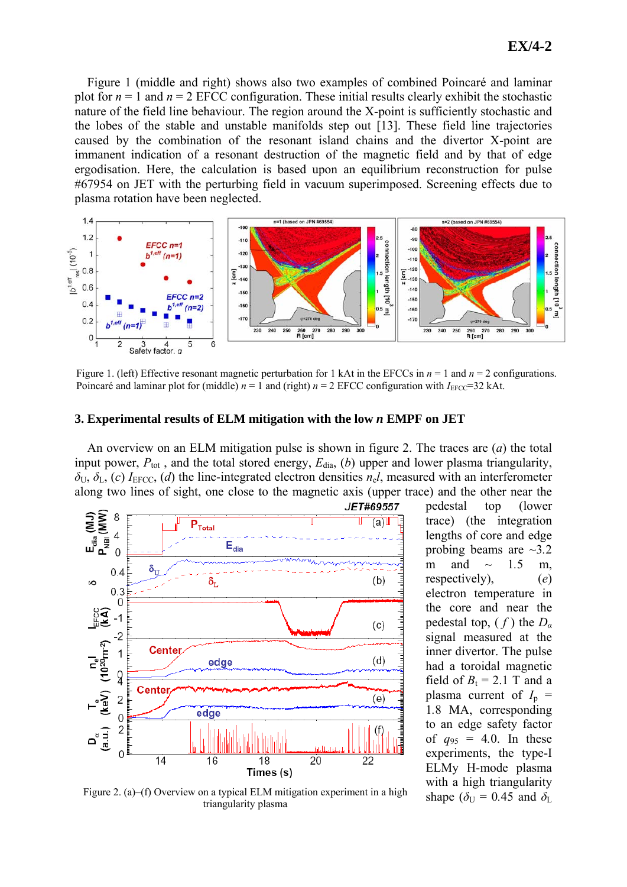Figure 1 (middle and right) shows also two examples of combined Poincaré and laminar plot for $n = 1$ and $n = 2$ EFCC configuration. These initial results clearly exhibit the stochastic nature of the field line behaviour. The region around the X-point is sufficiently stochastic and the lobes of the stable and unstable manifolds step out [13]. These field line trajectories caused by the combination of the resonant island chains and the divertor X-point are immanent indication of a resonant destruction of the magnetic field and by that of edge ergodisation. Here, the calculation is based upon an equilibrium reconstruction for pulse #67954 on JET with the perturbing field in vacuum superimposed. Screening effects due to plasma rotation have been neglected.

Figure 1. (left) Effective resonant magnetic perturbation for 1 kAt in the EFCCs in $n = 1$ and $n = 2$ configurations. Poincaré and laminar plot for (middle) $n = 1$ and (right) $n = 2$ EFCC configuration with $I_{EFCC}$=32 kAt.

### 3. Experimental results of ELM mitigation with the low *n* EMPF on JET

An overview on an ELM mitigation pulse is shown in figure 2. The traces are (*a*) the total input power, $P_{tot}$ , and the total stored energy, $E_{dia}$, (*b*) upper and lower plasma triangularity, $\delta_U$, $\delta_L$, (*c*) $I_{EFCC}$, (*d*) the line-integrated electron densities $n_e l$, measured with an interferometer along two lines of sight, one close to the magnetic axis (upper trace) and the other near the pedestal top (lower trace) (the integration lengths of core and edge probing beams are ~3.2 m and ~ 1.5 m, respectively), (*e*) electron temperature in the core and near the pedestal top, (*f*) the $D_\alpha$ signal measured at the inner divertor. The pulse had a toroidal magnetic field of $B_t$ = 2.1 T and a plasma current of $I_p$ = 1.8 MA, corresponding to an edge safety factor of $q_{95}$ = 4.0. In these experiments, the type-I ELMy H-mode plasma with a high triangularity shape ($\delta_U$ = 0.45 and $\delta_L$

Figure 2. (a)–(f) Overview on a typical ELM mitigation experiment in a high triangularity plasma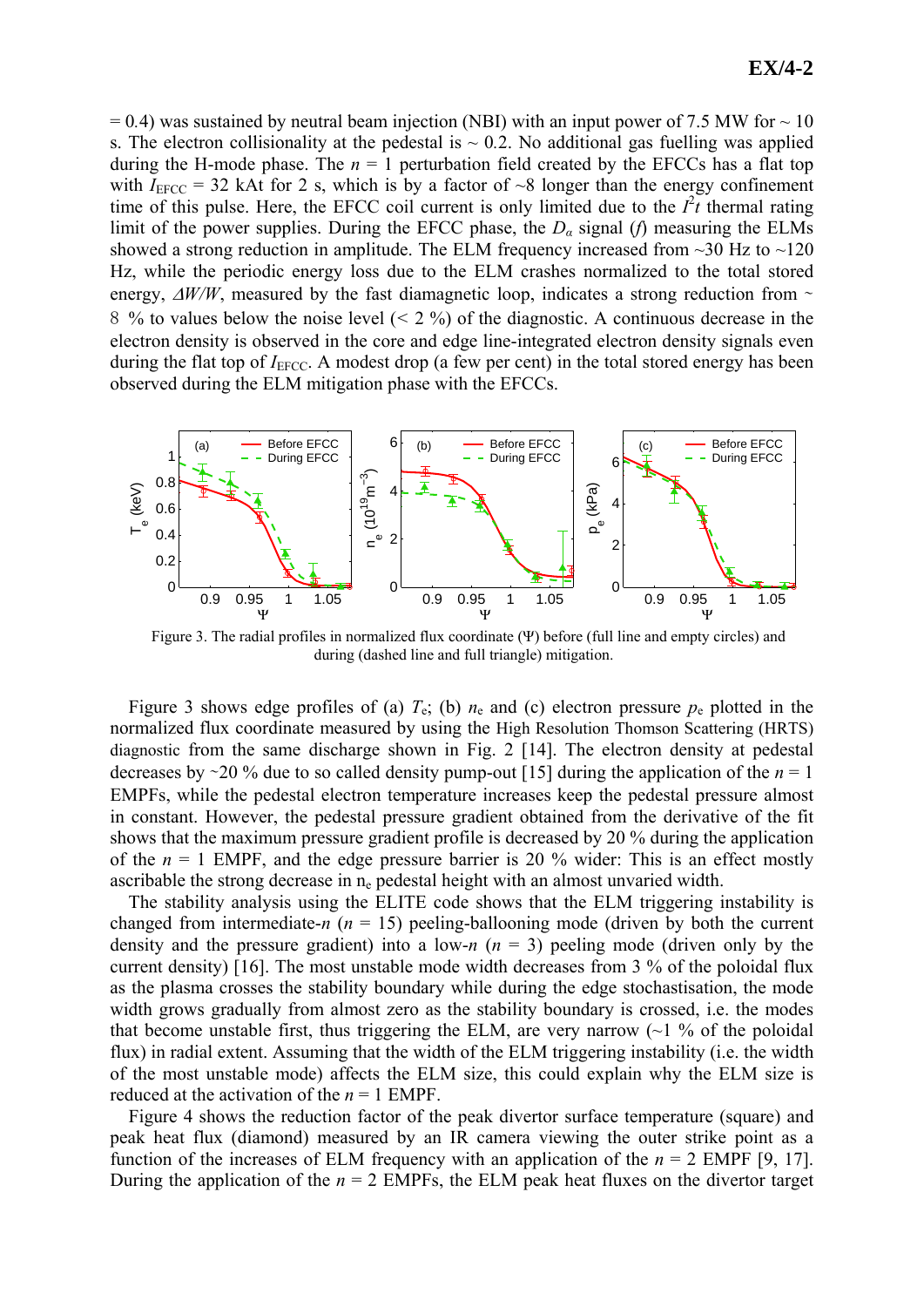= 0.4) was sustained by neutral beam injection (NBI) with an input power of 7.5 MW for ~ 10 s. The electron collisionality at the pedestal is ~ 0.2. No additional gas fuelling was applied during the H-mode phase. The $n$ = 1 perturbation field created by the EFCCs has a flat top with $I_{EFCC}$ = 32 kAt for 2 s, which is by a factor of ~8 longer than the energy confinement time of this pulse. Here, the EFCC coil current is only limited due to the $I^2t$ thermal rating limit of the power supplies. During the EFCC phase, the $D_\alpha$ signal (*f*) measuring the ELMs showed a strong reduction in amplitude. The ELM frequency increased from ~30 Hz to ~120 Hz, while the periodic energy loss due to the ELM crashes normalized to the total stored energy, $\Delta W/W$, measured by the fast diamagnetic loop, indicates a strong reduction from ~ 8 % to values below the noise level (< 2 %) of the diagnostic. A continuous decrease in the electron density is observed in the core and edge line-integrated electron density signals even during the flat top of $I_{EFCC}$. A modest drop (a few per cent) in the total stored energy has been observed during the ELM mitigation phase with the EFCCs.

(a) Before EFCC, During EFCC
$T_e$ (keV)
0 0.2 0.4 0.6 0.8 1
0.9 0.95 1 1.05
Ψ

(b) Before EFCC, During EFCC
$n_e$ ($10^{19}$ m$^{-3}$)
0 2 4 6
0.9 0.95 1 1.05
Ψ

(c) Before EFCC, During EFCC
$p_e$ (kPa)
0 2 4 6
0.9 0.95 1 1.05
Ψ

Figure 3. The radial profiles in normalized flux coordinate (Ψ) before (full line and empty circles) and during (dashed line and full triangle) mitigation.

Figure 3 shows edge profiles of (a) $T_e$; (b) $n_e$ and (c) electron pressure $p_e$ plotted in the normalized flux coordinate measured by using the High Resolution Thomson Scattering (HRTS) diagnostic from the same discharge shown in Fig. 2 [14]. The electron density at pedestal decreases by ~20 % due to so called density pump-out [15] during the application of the $n$ = 1 EMPFs, while the pedestal electron temperature increases keep the pedestal pressure almost in constant. However, the pedestal pressure gradient obtained from the derivative of the fit shows that the maximum pressure gradient profile is decreased by 20 % during the application of the $n$ = 1 EMPF, and the edge pressure barrier is 20 % wider: This is an effect mostly ascribable the strong decrease in $n_e$ pedestal height with an almost unvaried width.

The stability analysis using the ELITE code shows that the ELM triggering instability is changed from intermediate-$n$ ($n$ = 15) peeling-ballooning mode (driven by both the current density and the pressure gradient) into a low-$n$ ($n$ = 3) peeling mode (driven only by the current density) [16]. The most unstable mode width decreases from 3 % of the poloidal flux as the plasma crosses the stability boundary while during the edge stochastisation, the mode width grows gradually from almost zero as the stability boundary is crossed, i.e. the modes that become unstable first, thus triggering the ELM, are very narrow (~1 % of the poloidal flux) in radial extent. Assuming that the width of the ELM triggering instability (i.e. the width of the most unstable mode) affects the ELM size, this could explain why the ELM size is reduced at the activation of the $n$ = 1 EMPF.

Figure 4 shows the reduction factor of the peak divertor surface temperature (square) and peak heat flux (diamond) measured by an IR camera viewing the outer strike point as a function of the increases of ELM frequency with an application of the $n$ = 2 EMPF [9, 17]. During the application of the $n$ = 2 EMPFs, the ELM peak heat fluxes on the divertor target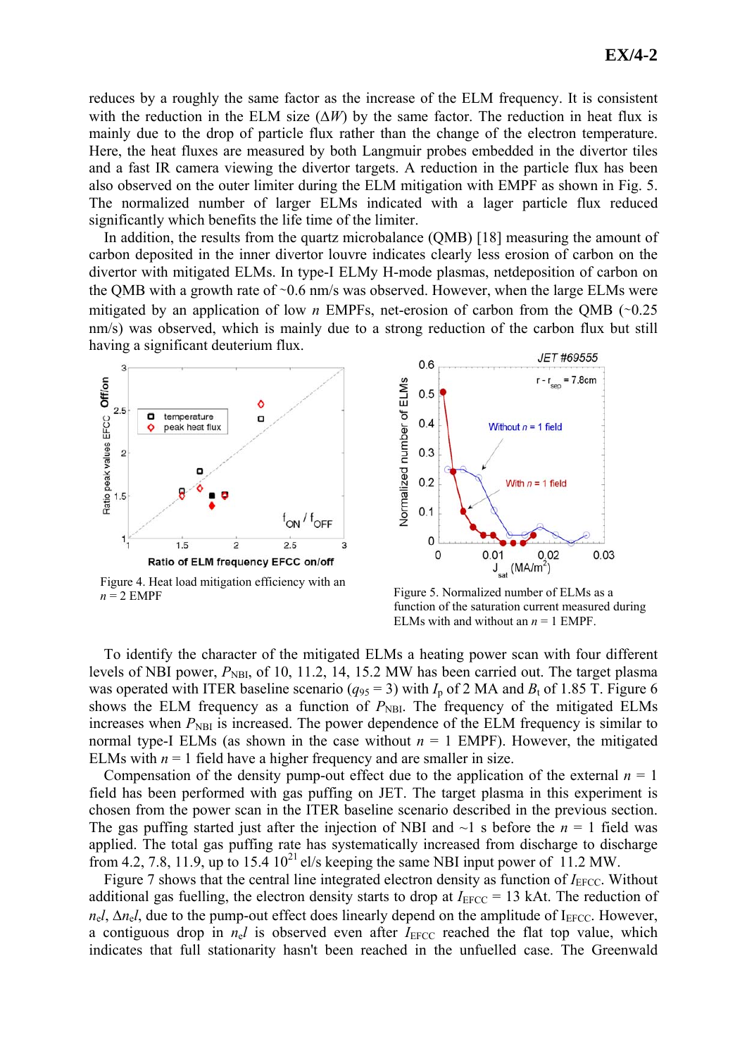reduces by a roughly the same factor as the increase of the ELM frequency. It is consistent with the reduction in the ELM size ($\Delta W$) by the same factor. The reduction in heat flux is mainly due to the drop of particle flux rather than the change of the electron temperature. Here, the heat fluxes are measured by both Langmuir probes embedded in the divertor tiles and a fast IR camera viewing the divertor targets. A reduction in the particle flux has been also observed on the outer limiter during the ELM mitigation with EMPF as shown in Fig. 5. The normalized number of larger ELMs indicated with a lager particle flux reduced significantly which benefits the life time of the limiter.

In addition, the results from the quartz microbalance (QMB) [18] measuring the amount of carbon deposited in the inner divertor louvre indicates clearly less erosion of carbon on the divertor with mitigated ELMs. In type-I ELMy H-mode plasmas, netdeposition of carbon on the QMB with a growth rate of ~0.6 nm/s was observed. However, when the large ELMs were mitigated by an application of low $n$ EMPFs, net-erosion of carbon from the QMB (~0.25 nm/s) was observed, which is mainly due to a strong reduction of the carbon flux but still having a significant deuterium flux.

Ratio peak values EFCC Off/on
3
2.5
2
1.5
1
temperature
peak heat flux
$f_{ON} / f_{OFF}$
1
1.5
2
2.5
3
Ratio of ELM frequency EFCC on/off

Figure 4. Heat load mitigation efficiency with an $n = 2$ EMPF

JET #69555
$r - r_{sep} = 7.8$cm
Normalized number of ELMs
0.6
0.5
0.4
0.3
0.2
0.1
0
Without $n = 1$ field
With $n = 1$ field
0
0.01
0.02
0.03
$J_{sat}$ (MA/m$^2$)

Figure 5. Normalized number of ELMs as a function of the saturation current measured during ELMs with and without an $n = 1$ EMPF.

To identify the character of the mitigated ELMs a heating power scan with four different levels of NBI power, $P_{NBI}$, of 10, 11.2, 14, 15.2 MW has been carried out. The target plasma was operated with ITER baseline scenario ($q_{95} = 3$) with $I_p$ of 2 MA and $B_t$ of 1.85 T. Figure 6 shows the ELM frequency as a function of $P_{NBI}$. The frequency of the mitigated ELMs increases when $P_{NBI}$ is increased. The power dependence of the ELM frequency is similar to normal type-I ELMs (as shown in the case without $n = 1$ EMPF). However, the mitigated ELMs with $n = 1$ field have a higher frequency and are smaller in size.

Compensation of the density pump-out effect due to the application of the external $n = 1$ field has been performed with gas puffing on JET. The target plasma in this experiment is chosen from the power scan in the ITER baseline scenario described in the previous section. The gas puffing started just after the injection of NBI and ~1 s before the $n = 1$ field was applied. The total gas puffing rate has systematically increased from discharge to discharge from 4.2, 7.8, 11.9, up to 15.4 $10^{21}$ el/s keeping the same NBI input power of 11.2 MW.

Figure 7 shows that the central line integrated electron density as function of $I_{EFCC}$. Without additional gas fuelling, the electron density starts to drop at $I_{EFCC} = 13$ kAt. The reduction of $n_el$, $\Delta n_el$, due to the pump-out effect does linearly depend on the amplitude of $I_{EFCC}$. However, a contiguous drop in $n_el$ is observed even after $I_{EFCC}$ reached the flat top value, which indicates that full stationarity hasn't been reached in the unfuelled case. The Greenwald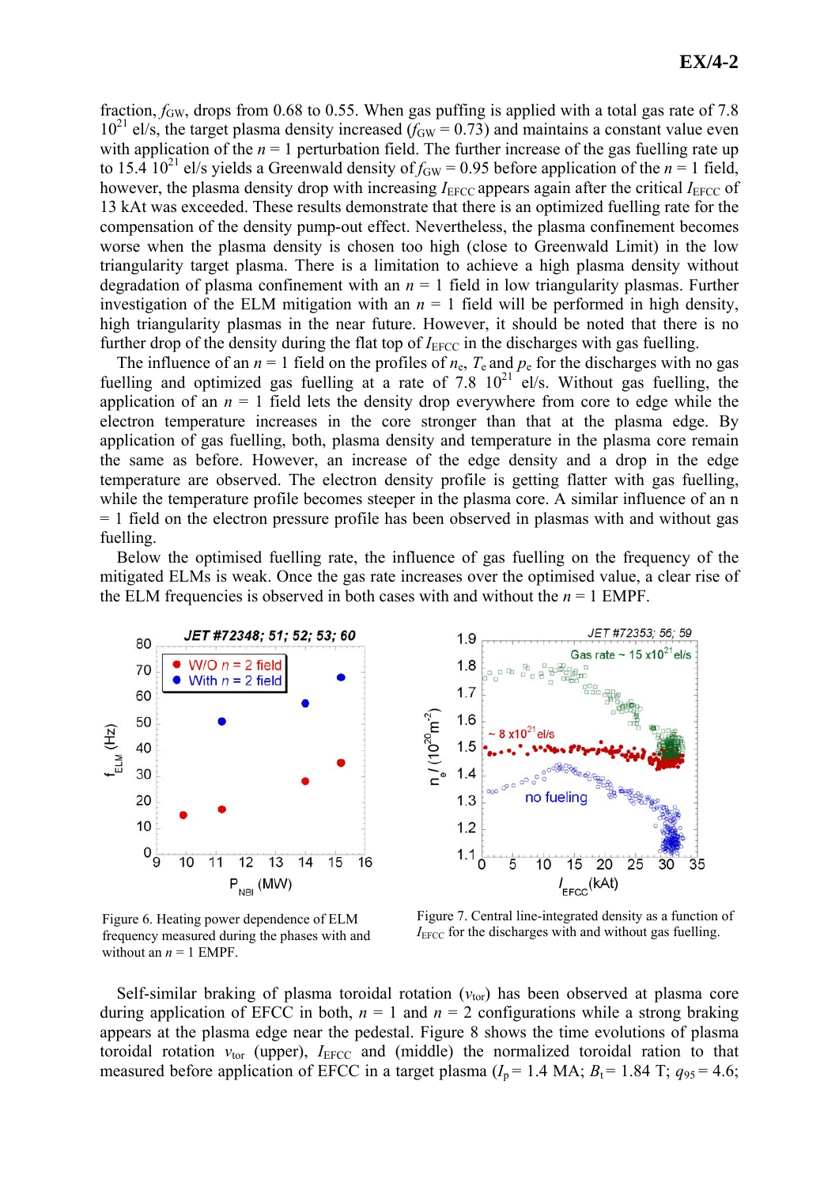fraction, $f_{GW}$, drops from 0.68 to 0.55. When gas puffing is applied with a total gas rate of 7.8 $10^{21}$ el/s, the target plasma density increased ($f_{GW}$ = 0.73) and maintains a constant value even with application of the $n$ = 1 perturbation field. The further increase of the gas fuelling rate up to 15.4 $10^{21}$ el/s yields a Greenwald density of $f_{GW}$ = 0.95 before application of the $n$ = 1 field, however, the plasma density drop with increasing $I_{EFCC}$ appears again after the critical $I_{EFCC}$ of 13 kAt was exceeded. These results demonstrate that there is an optimized fuelling rate for the compensation of the density pump-out effect. Nevertheless, the plasma confinement becomes worse when the plasma density is chosen too high (close to Greenwald Limit) in the low triangularity target plasma. There is a limitation to achieve a high plasma density without degradation of plasma confinement with an $n$ = 1 field in low triangularity plasmas. Further investigation of the ELM mitigation with an $n$ = 1 field will be performed in high density, high triangularity plasmas in the near future. However, it should be noted that there is no further drop of the density during the flat top of $I_{EFCC}$ in the discharges with gas fuelling.

The influence of an $n$ = 1 field on the profiles of $n_e$, $T_e$ and $p_e$ for the discharges with no gas fuelling and optimized gas fuelling at a rate of 7.8 $10^{21}$ el/s. Without gas fuelling, the application of an $n$ = 1 field lets the density drop everywhere from core to edge while the electron temperature increases in the core stronger than that at the plasma edge. By application of gas fuelling, both, plasma density and temperature in the plasma core remain the same as before. However, an increase of the edge density and a drop in the edge temperature are observed. The electron density profile is getting flatter with gas fuelling, while the temperature profile becomes steeper in the plasma core. A similar influence of an n = 1 field on the electron pressure profile has been observed in plasmas with and without gas fuelling.

Below the optimised fuelling rate, the influence of gas fuelling on the frequency of the mitigated ELMs is weak. Once the gas rate increases over the optimised value, a clear rise of the ELM frequencies is observed in both cases with and without the $n$ = 1 EMPF.

JET #72348; 51; 52; 53; 60
W/O $n$ = 2 field
With $n$ = 2 field
$f_{ELM}$ (Hz)
$P_{NBI}$ (MW)

Figure 6. Heating power dependence of ELM frequency measured during the phases with and without an $n$ = 1 EMPF.

JET #72353; 56; 59
Gas rate ~ 15 x$10^{21}$ el/s
~ 8 x$10^{21}$ el/s
no fueling
$n_e l$ ($10^{20}$m$^{-2}$)
$I_{EFCC}$ (kAt)

Figure 7. Central line-integrated density as a function of $I_{EFCC}$ for the discharges with and without gas fuelling.

Self-similar braking of plasma toroidal rotation ($v_{tor}$) has been observed at plasma core during application of EFCC in both, $n$ = 1 and $n$ = 2 configurations while a strong braking appears at the plasma edge near the pedestal. Figure 8 shows the time evolutions of plasma toroidal rotation $v_{tor}$ (upper), $I_{EFCC}$ and (middle) the normalized toroidal ration to that measured before application of EFCC in a target plasma ($I_p$ = 1.4 MA; $B_t$ = 1.84 T; $q_{95}$ = 4.6;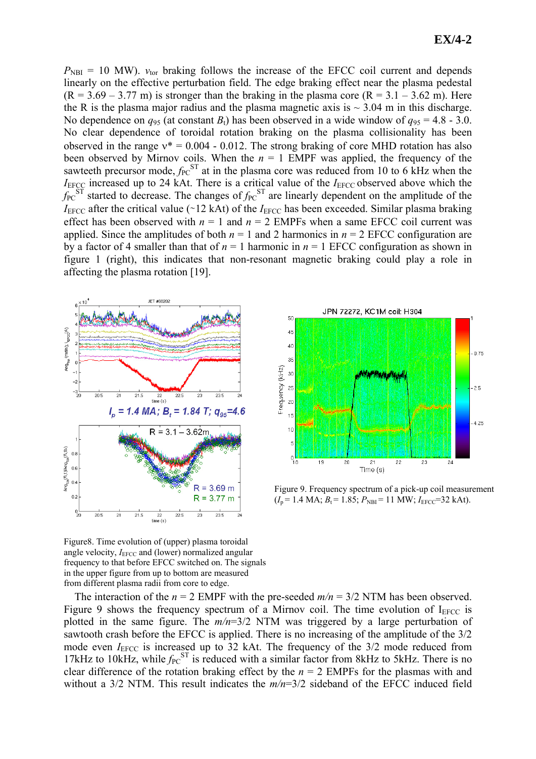$P_{NBI}$ = 10 MW). $v_{tor}$ braking follows the increase of the EFCC coil current and depends linearly on the effective perturbation field. The edge braking effect near the plasma pedestal (R = 3.69 – 3.77 m) is stronger than the braking in the plasma core (R = 3.1 – 3.62 m). Here the R is the plasma major radius and the plasma magnetic axis is ~ 3.04 m in this discharge. No dependence on $q_{95}$ (at constant $B_t$) has been observed in a wide window of $q_{95}$ = 4.8 - 3.0. No clear dependence of toroidal rotation braking on the plasma collisionality has been observed in the range $\nu^*$ = 0.004 - 0.012. The strong braking of core MHD rotation has also been observed by Mirnov coils. When the $n$ = 1 EMPF was applied, the frequency of the sawteeth precursor mode, $f_{PC}^{ST}$ at in the plasma core was reduced from 10 to 6 kHz when the $I_{EFCC}$ increased up to 24 kAt. There is a critical value of the $I_{EFCC}$ observed above which the $f_{PC}^{ST}$ started to decrease. The changes of $f_{PC}^{ST}$ are linearly dependent on the amplitude of the $I_{EFCC}$ after the critical value (~12 kAt) of the $I_{EFCC}$ has been exceeded. Similar plasma braking effect has been observed with $n$ = 1 and $n$ = 2 EMPFs when a same EFCC coil current was applied. Since the amplitudes of both $n$ = 1 and 2 harmonics in $n$ = 2 EFCC configuration are by a factor of 4 smaller than that of $n$ = 1 harmonic in $n$ = 1 EFCC configuration as shown in figure 1 (right), this indicates that non-resonant magnetic braking could play a role in affecting the plasma rotation [19].

Figure8. Time evolution of (upper) plasma toroidal angle velocity, $I_{EFCC}$ and (lower) normalized angular frequency to that before EFCC switched on. The signals in the upper figure from up to bottom are measured from different plasma radii from core to edge.

Figure 9. Frequency spectrum of a pick-up coil measurement ($I_p$ = 1.4 MA; $B_t$ = 1.85; $P_{NBI}$ = 11 MW; $I_{EFCC}$=32 kAt).

The interaction of the $n$ = 2 EMPF with the pre-seeded $m/n$ = 3/2 NTM has been observed. Figure 9 shows the frequency spectrum of a Mirnov coil. The time evolution of $I_{EFCC}$ is plotted in the same figure. The $m/n$=3/2 NTM was triggered by a large perturbation of sawtooth crash before the EFCC is applied. There is no increasing of the amplitude of the 3/2 mode even $I_{EFCC}$ is increased up to 32 kAt. The frequency of the 3/2 mode reduced from 17kHz to 10kHz, while $f_{PC}^{ST}$ is reduced with a similar factor from 8kHz to 5kHz. There is no clear difference of the rotation braking effect by the $n$ = 2 EMPFs for the plasmas with and without a 3/2 NTM. This result indicates the $m/n$=3/2 sideband of the EFCC induced field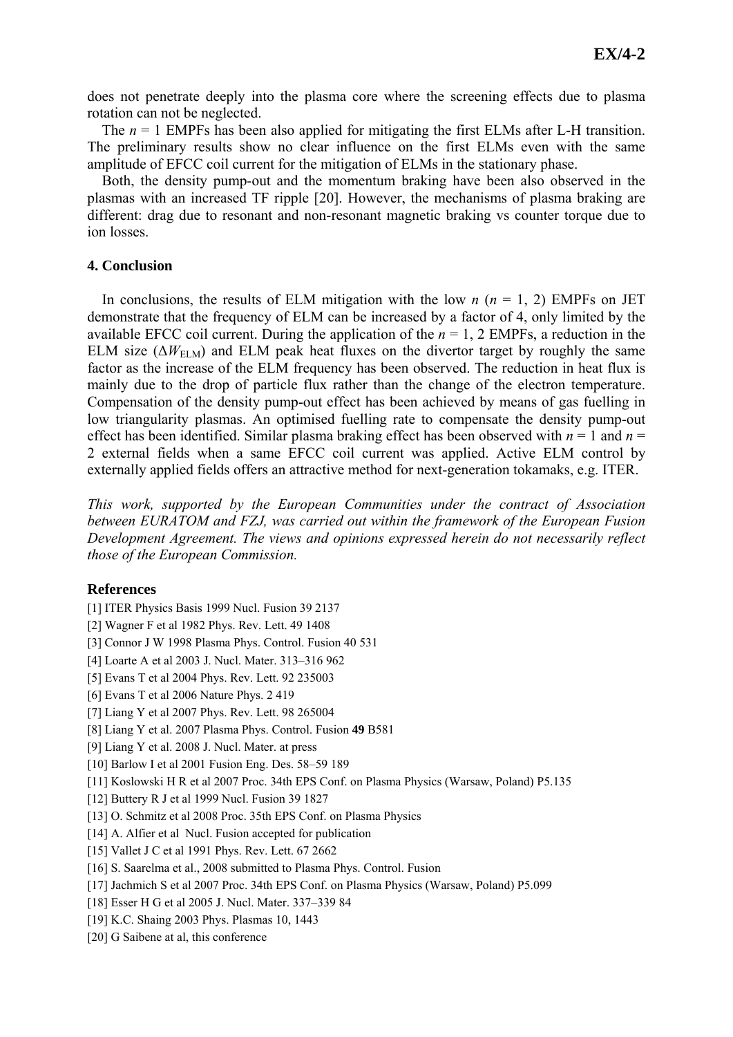does not penetrate deeply into the plasma core where the screening effects due to plasma rotation can not be neglected.

The $n$ = 1 EMPFs has been also applied for mitigating the first ELMs after L-H transition. The preliminary results show no clear influence on the first ELMs even with the same amplitude of EFCC coil current for the mitigation of ELMs in the stationary phase.

Both, the density pump-out and the momentum braking have been also observed in the plasmas with an increased TF ripple [20]. However, the mechanisms of plasma braking are different: drag due to resonant and non-resonant magnetic braking vs counter torque due to ion losses.

## 4. Conclusion

In conclusions, the results of ELM mitigation with the low $n$ ($n$ = 1, 2) EMPFs on JET demonstrate that the frequency of ELM can be increased by a factor of 4, only limited by the available EFCC coil current. During the application of the $n$ = 1, 2 EMPFs, a reduction in the ELM size ($\Delta W_{\mathrm{ELM}}$) and ELM peak heat fluxes on the divertor target by roughly the same factor as the increase of the ELM frequency has been observed. The reduction in heat flux is mainly due to the drop of particle flux rather than the change of the electron temperature. Compensation of the density pump-out effect has been achieved by means of gas fuelling in low triangularity plasmas. An optimised fuelling rate to compensate the density pump-out effect has been identified. Similar plasma braking effect has been observed with $n$ = 1 and $n$ = 2 external fields when a same EFCC coil current was applied. Active ELM control by externally applied fields offers an attractive method for next-generation tokamaks, e.g. ITER.

*This work, supported by the European Communities under the contract of Association between EURATOM and FZJ, was carried out within the framework of the European Fusion Development Agreement. The views and opinions expressed herein do not necessarily reflect those of the European Commission.*

### References

[1] ITER Physics Basis 1999 Nucl. Fusion 39 2137
[2] Wagner F et al 1982 Phys. Rev. Lett. 49 1408
[3] Connor J W 1998 Plasma Phys. Control. Fusion 40 531
[4] Loarte A et al 2003 J. Nucl. Mater. 313–316 962
[5] Evans T et al 2004 Phys. Rev. Lett. 92 235003
[6] Evans T et al 2006 Nature Phys. 2 419
[7] Liang Y et al 2007 Phys. Rev. Lett. 98 265004
[8] Liang Y et al. 2007 Plasma Phys. Control. Fusion **49** B581
[9] Liang Y et al. 2008 J. Nucl. Mater. at press
[10] Barlow I et al 2001 Fusion Eng. Des. 58–59 189
[11] Koslowski H R et al 2007 Proc. 34th EPS Conf. on Plasma Physics (Warsaw, Poland) P5.135
[12] Buttery R J et al 1999 Nucl. Fusion 39 1827
[13] O. Schmitz et al 2008 Proc. 35th EPS Conf. on Plasma Physics
[14] A. Alfier et al Nucl. Fusion accepted for publication
[15] Vallet J C et al 1991 Phys. Rev. Lett. 67 2662
[16] S. Saarelma et al., 2008 submitted to Plasma Phys. Control. Fusion
[17] Jachmich S et al 2007 Proc. 34th EPS Conf. on Plasma Physics (Warsaw, Poland) P5.099
[18] Esser H G et al 2005 J. Nucl. Mater. 337–339 84
[19] K.C. Shaing 2003 Phys. Plasmas 10, 1443
[20] G Saibene at al, this conference